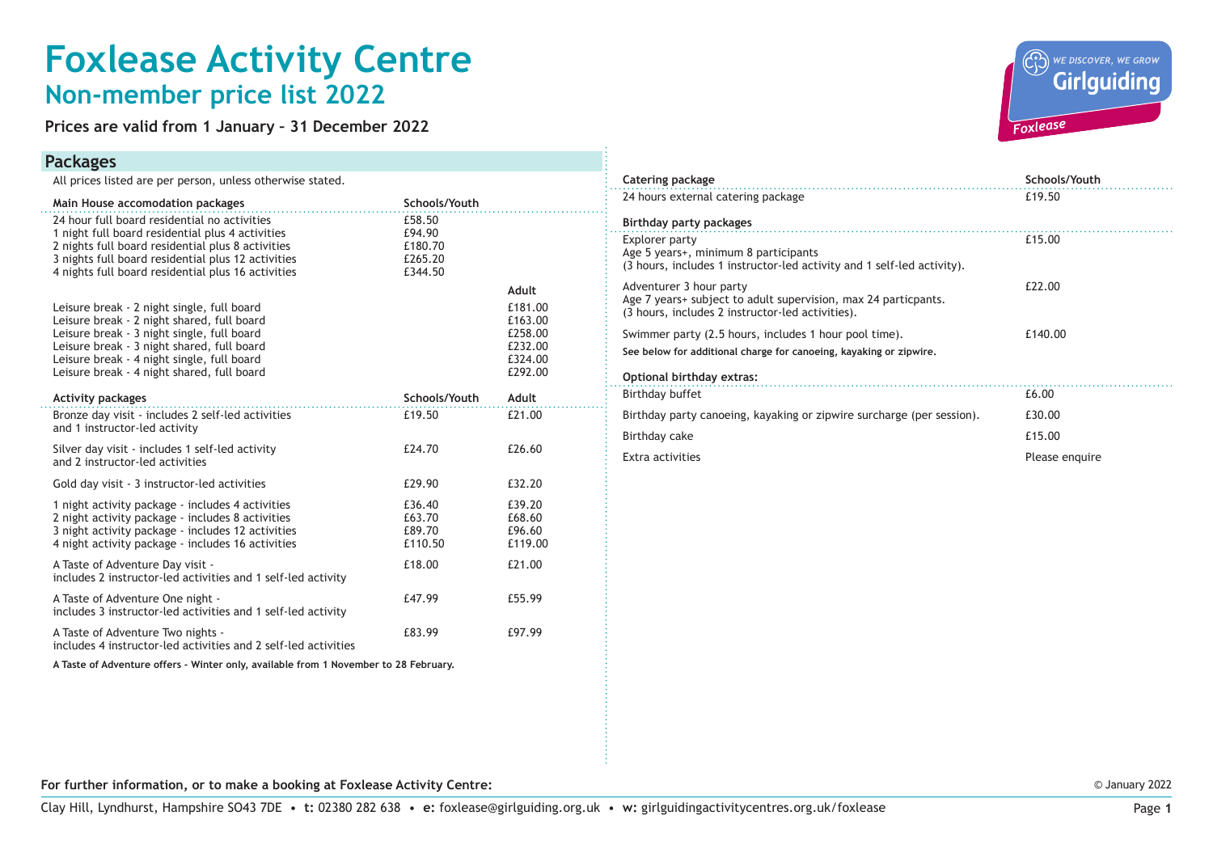# Foxlease Activity Centre

## Non-member price list 2022

**Prices are valid from 1 January – 31 December 2022**

## Packages

All prices listed are per person, unless otherwise stated.

| Main House accomodation packages | Schools/Youth | |
|---|---|---|
| 24 hour full board residential no activities | £58.50 | |
| 1 night full board residential plus 4 activities | £94.90 | |
| 2 nights full board residential plus 8 activities | £180.70 | |
| 3 nights full board residential plus 12 activities | £265.20 | |
| 4 nights full board residential plus 16 activities | £344.50 | |
| | | **Adult** |
| Leisure break - 2 night single, full board | | £181.00 |
| Leisure break - 2 night shared, full board | | £163.00 |
| Leisure break - 3 night single, full board | | £258.00 |
| Leisure break - 3 night shared, full board | | £232.00 |
| Leisure break - 4 night single, full board | | £324.00 |
| Leisure break - 4 night shared, full board | | £292.00 |

| Activity packages | Schools/Youth | Adult |
|---|---|---|
| Bronze day visit - includes 2 self-led activities and 1 instructor-led activity | £19.50 | £21.00 |
| Silver day visit - includes 1 self-led activity and 2 instructor-led activities | £24.70 | £26.60 |
| Gold day visit - 3 instructor-led activities | £29.90 | £32.20 |
| 1 night activity package - includes 4 activities | £36.40 | £39.20 |
| 2 night activity package - includes 8 activities | £63.70 | £68.60 |
| 3 night activity package - includes 12 activities | £89.70 | £96.60 |
| 4 night activity package - includes 16 activities | £110.50 | £119.00 |
| A Taste of Adventure Day visit - includes 2 instructor-led activities and 1 self-led activity | £18.00 | £21.00 |
| A Taste of Adventure One night - includes 3 instructor-led activities and 1 self-led activity | £47.99 | £55.99 |
| A Taste of Adventure Two nights - includes 4 instructor-led activities and 2 self-led activities | £83.99 | £97.99 |

**A Taste of Adventure offers - Winter only, available from 1 November to 28 February.**

| Catering package | Schools/Youth |
|---|---|
| 24 hours external catering package | £19.50 |

| Birthday party packages | |
|---|---|
| Explorer party<br>Age 5 years+, minimum 8 participants<br>(3 hours, includes 1 instructor-led activity and 1 self-led activity). | £15.00 |
| Adventurer 3 hour party<br>Age 7 years+ subject to adult supervision, max 24 particpants.<br>(3 hours, includes 2 instructor-led activities). | £22.00 |
| Swimmer party (2.5 hours, includes 1 hour pool time). | £140.00 |

**See below for additional charge for canoeing, kayaking or zipwire.**

| Optional birthday extras: | |
|---|---|
| Birthday buffet | £6.00 |
| Birthday party canoeing, kayaking or zipwire surcharge (per session). | £30.00 |
| Birthday cake | £15.00 |
| Extra activities | Please enquire |

**For further information, or to make a booking at Foxlease Activity Centre:**

Clay Hill, Lyndhurst, Hampshire SO43 7DE • **t:** 02380 282 638 • **e:** foxlease@girlguiding.org.uk • **w:** girlguidingactivitycentres.org.uk/foxlease

© January 2022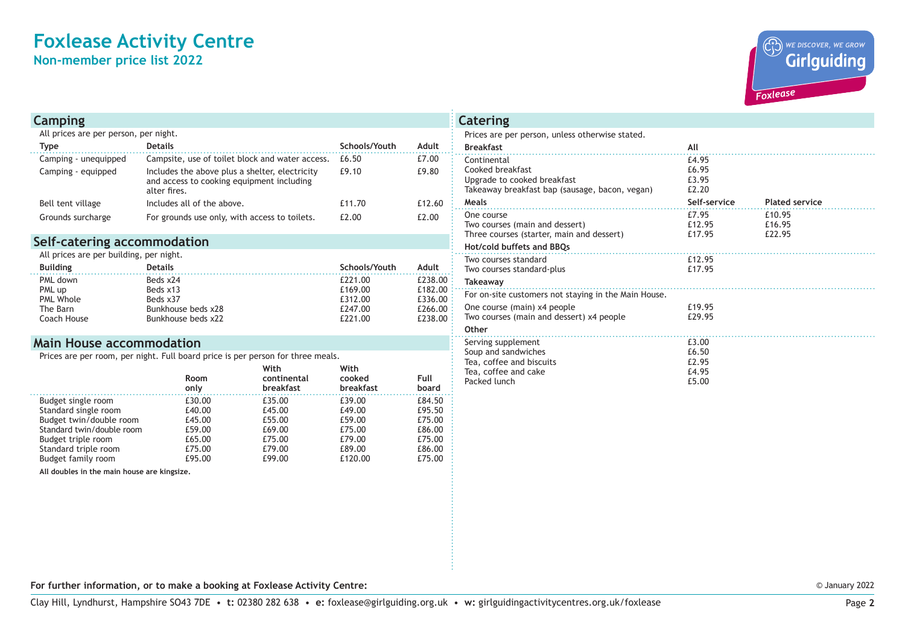# Foxlease Activity Centre

## Non-member price list 2022

## Camping

All prices are per person, per night.

| Type | Details | Schools/Youth | Adult |
|---|---|---|---|
| Camping - unequipped | Campsite, use of toilet block and water access. | £6.50 | £7.00 |
| Camping - equipped | Includes the above plus a shelter, electricity and access to cooking equipment including alter fires. | £9.10 | £9.80 |
| Bell tent village | Includes all of the above. | £11.70 | £12.60 |
| Grounds surcharge | For grounds use only, with access to toilets. | £2.00 | £2.00 |

## Self-catering accommodation

All prices are per building, per night.

| Building | Details | Schools/Youth | Adult |
|---|---|---|---|
| PML down | Beds x24 | £221.00 | £238.00 |
| PML up | Beds x13 | £169.00 | £182.00 |
| PML Whole | Beds x37 | £312.00 | £336.00 |
| The Barn | Bunkhouse beds x28 | £247.00 | £266.00 |
| Coach House | Bunkhouse beds x22 | £221.00 | £238.00 |

## Main House accommodation

Prices are per room, per night. Full board price is per person for three meals.

| | Room only | With continental breakfast | With cooked breakfast | Full board |
|---|---|---|---|---|
| Budget single room | £30.00 | £35.00 | £39.00 | £84.50 |
| Standard single room | £40.00 | £45.00 | £49.00 | £95.50 |
| Budget twin/double room | £45.00 | £55.00 | £59.00 | £75.00 |
| Standard twin/double room | £59.00 | £69.00 | £75.00 | £86.00 |
| Budget triple room | £65.00 | £75.00 | £79.00 | £75.00 |
| Standard triple room | £75.00 | £79.00 | £89.00 | £86.00 |
| Budget family room | £95.00 | £99.00 | £120.00 | £75.00 |

**All doubles in the main house are kingsize.**

## Catering

Prices are per person, unless otherwise stated.

| Breakfast | All | |
|---|---|---|
| Continental | £4.95 | |
| Cooked breakfast | £6.95 | |
| Upgrade to cooked breakfast | £3.95 | |
| Takeaway breakfast bap (sausage, bacon, vegan) | £2.20 | |
| **Meals** | **Self-service** | **Plated service** |
| One course | £7.95 | £10.95 |
| Two courses (main and dessert) | £12.95 | £16.95 |
| Three courses (starter, main and dessert) | £17.95 | £22.95 |
| **Hot/cold buffets and BBQs** | | |
| Two courses standard | £12.95 | |
| Two courses standard-plus | £17.95 | |
| **Takeaway** | | |
| For on-site customers not staying in the Main House. | | |
| One course (main) x4 people | £19.95 | |
| Two courses (main and dessert) x4 people | £29.95 | |
| **Other** | | |
| Serving supplement | £3.00 | |
| Soup and sandwiches | £6.50 | |
| Tea, coffee and biscuits | £2.95 | |
| Tea, coffee and cake | £4.95 | |
| Packed lunch | £5.00 | |

**For further information, or to make a booking at Foxlease Activity Centre:**

Clay Hill, Lyndhurst, Hampshire SO43 7DE • **t:** 02380 282 638 • **e:** foxlease@girlguiding.org.uk • **w:** girlguidingactivitycentres.org.uk/foxlease

© January 2022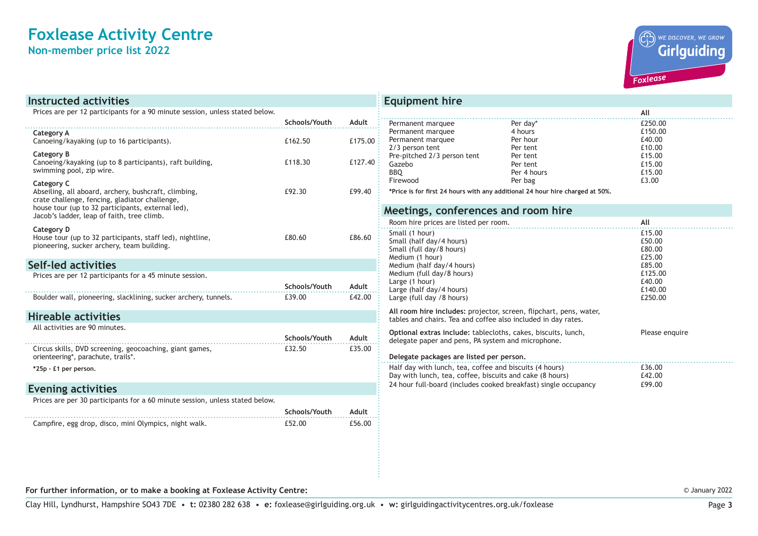# Foxlease Activity Centre

**Non-member price list 2022**

## Instructed activities

Prices are per 12 participants for a 90 minute session, unless stated below.

| | Schools/Youth | Adult |
|---|---|---|
| **Category A**<br>Canoeing/kayaking (up to 16 participants). | £162.50 | £175.00 |
| **Category B**<br>Canoeing/kayaking (up to 8 participants), raft building, swimming pool, zip wire. | £118.30 | £127.40 |
| **Category C**<br>Abseiling, all aboard, archery, bushcraft, climbing, crate challenge, fencing, gladiator challenge, house tour (up to 32 participants, external led), Jacob's ladder, leap of faith, tree climb. | £92.30 | £99.40 |
| **Category D**<br>House tour (up to 32 participants, staff led), nightline, pioneering, sucker archery, team building. | £80.60 | £86.60 |

## Self-led activities

Prices are per 12 participants for a 45 minute session.

| | Schools/Youth | Adult |
|---|---|---|
| Boulder wall, pioneering, slacklining, sucker archery, tunnels. | £39.00 | £42.00 |

## Hireable activities

All activities are 90 minutes.

| | Schools/Youth | Adult |
|---|---|---|
| Circus skills, DVD screening, geocoaching, giant games, orienteering*, parachute, trails*. | £32.50 | £35.00 |

**\*25p - £1 per person.**

## Evening activities

Prices are per 30 participants for a 60 minute session, unless stated below.

| | Schools/Youth | Adult |
|---|---|---|
| Campfire, egg drop, disco, mini Olympics, night walk. | £52.00 | £56.00 |

## Equipment hire

| | | All |
|---|---|---|
| Permanent marquee | Per day* | £250.00 |
| Permanent marquee | 4 hours | £150.00 |
| Permanent marquee | Per hour | £40.00 |
| 2/3 person tent | Per tent | £10.00 |
| Pre-pitched 2/3 person tent | Per tent | £15.00 |
| Gazebo | Per tent | £15.00 |
| BBQ | Per 4 hours | £15.00 |
| Firewood | Per bag | £3.00 |

**\*Price is for first 24 hours with any additional 24 hour hire charged at 50%.**

## Meetings, conferences and room hire

| Room hire prices are listed per room. | All |
|---|---|
| Small (1 hour) | £15.00 |
| Small (half day/4 hours) | £50.00 |
| Small (full day/8 hours) | £80.00 |
| Medium (1 hour) | £25.00 |
| Medium (half day/4 hours) | £85.00 |
| Medium (full day/8 hours) | £125.00 |
| Large (1 hour) | £40.00 |
| Large (half day/4 hours) | £140.00 |
| Large (full day /8 hours) | £250.00 |

**All room hire includes:** projector, screen, flipchart, pens, water, tables and chairs. Tea and coffee also included in day rates.

**Optional extras include:** tablecloths, cakes, biscuits, lunch, delegate paper and pens, PA system and microphone. — Please enquire

**Delegate packages are listed per person.**

| | |
|---|---|
| Half day with lunch, tea, coffee and biscuits (4 hours) | £36.00 |
| Day with lunch, tea, coffee, biscuits and cake (8 hours) | £42.00 |
| 24 hour full-board (includes cooked breakfast) single occupancy | £99.00 |

**For further information, or to make a booking at Foxlease Activity Centre:**

Clay Hill, Lyndhurst, Hampshire SO43 7DE • **t:** 02380 282 638 • **e:** foxlease@girlguiding.org.uk • **w:** girlguidingactivitycentres.org.uk/foxlease

© January 2022